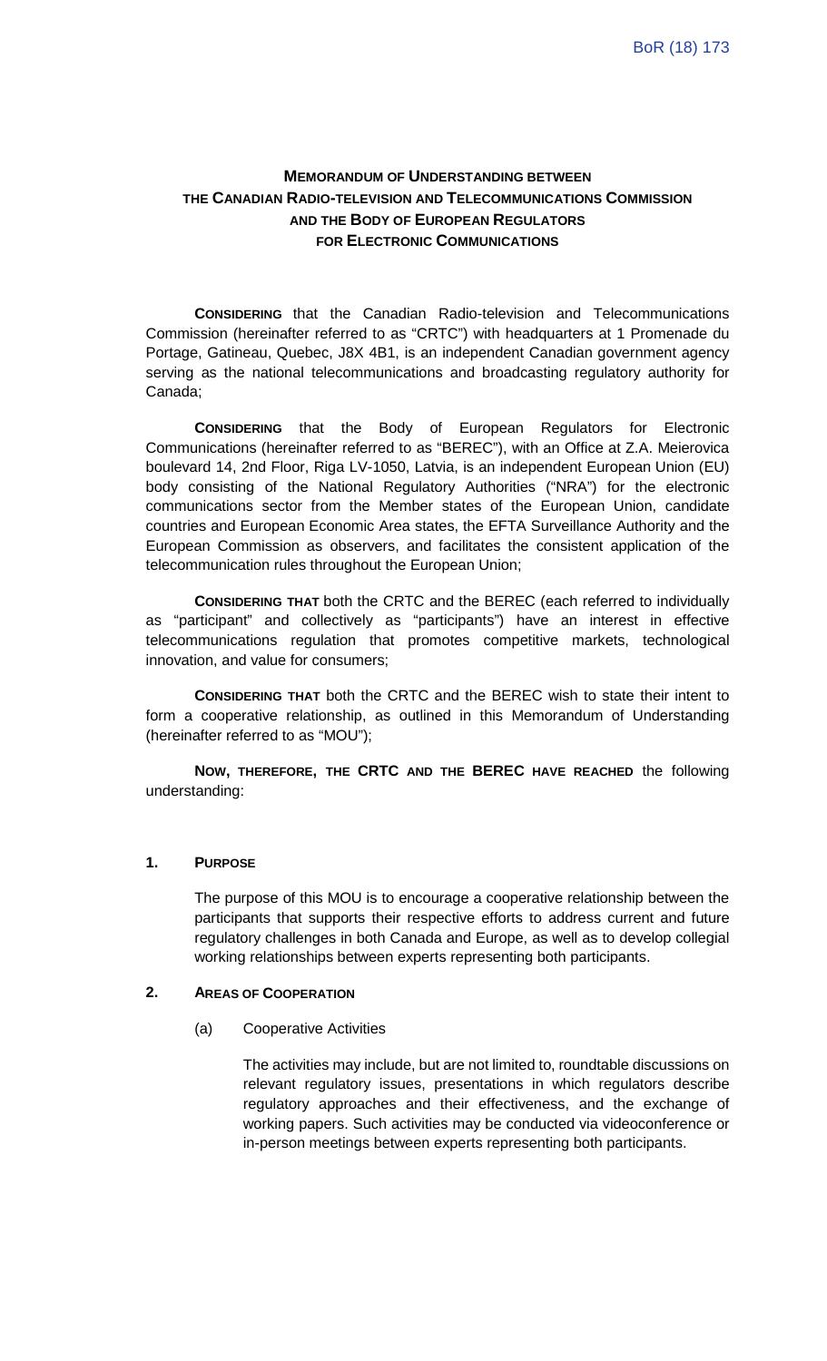BoR (18) 173

# MEMORANDUM OF UNDERSTANDING BETWEEN THE CANADIAN RADIO-TELEVISION AND TELECOMMUNICATIONS COMMISSION AND THE BODY OF EUROPEAN REGULATORS FOR ELECTRONIC COMMUNICATIONS

**CONSIDERING** that the Canadian Radio-television and Telecommunications Commission (hereinafter referred to as "CRTC") with headquarters at 1 Promenade du Portage, Gatineau, Quebec, J8X 4B1, is an independent Canadian government agency serving as the national telecommunications and broadcasting regulatory authority for Canada;

**CONSIDERING** that the Body of European Regulators for Electronic Communications (hereinafter referred to as "BEREC"), with an Office at Z.A. Meierovica boulevard 14, 2nd Floor, Riga LV-1050, Latvia, is an independent European Union (EU) body consisting of the National Regulatory Authorities ("NRA") for the electronic communications sector from the Member states of the European Union, candidate countries and European Economic Area states, the EFTA Surveillance Authority and the European Commission as observers, and facilitates the consistent application of the telecommunication rules throughout the European Union;

**CONSIDERING THAT** both the CRTC and the BEREC (each referred to individually as "participant" and collectively as "participants") have an interest in effective telecommunications regulation that promotes competitive markets, technological innovation, and value for consumers;

**CONSIDERING THAT** both the CRTC and the BEREC wish to state their intent to form a cooperative relationship, as outlined in this Memorandum of Understanding (hereinafter referred to as "MOU");

**NOW, THEREFORE, THE CRTC AND THE BEREC HAVE REACHED** the following understanding:

## 1. PURPOSE

The purpose of this MOU is to encourage a cooperative relationship between the participants that supports their respective efforts to address current and future regulatory challenges in both Canada and Europe, as well as to develop collegial working relationships between experts representing both participants.

## 2. AREAS OF COOPERATION

(a) Cooperative Activities

The activities may include, but are not limited to, roundtable discussions on relevant regulatory issues, presentations in which regulators describe regulatory approaches and their effectiveness, and the exchange of working papers. Such activities may be conducted via videoconference or in-person meetings between experts representing both participants.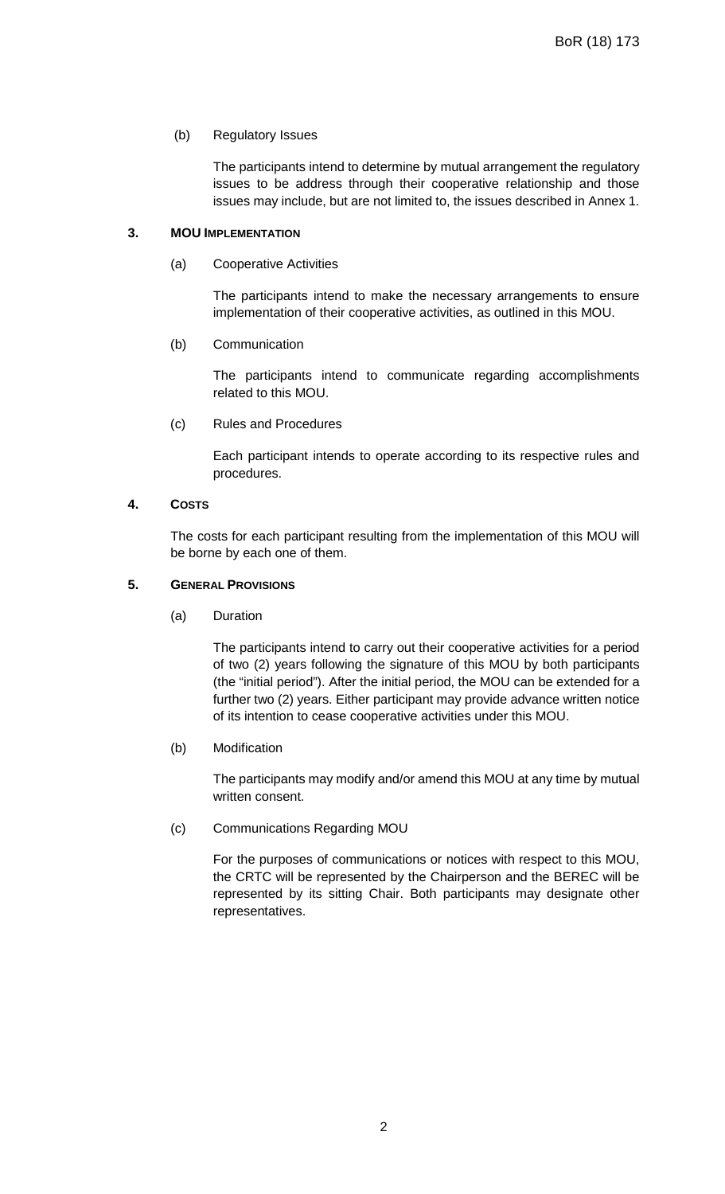(b) Regulatory Issues

The participants intend to determine by mutual arrangement the regulatory issues to be address through their cooperative relationship and those issues may include, but are not limited to, the issues described in Annex 1.

## 3. MOU Implementation

(a) Cooperative Activities

The participants intend to make the necessary arrangements to ensure implementation of their cooperative activities, as outlined in this MOU.

(b) Communication

The participants intend to communicate regarding accomplishments related to this MOU.

(c) Rules and Procedures

Each participant intends to operate according to its respective rules and procedures.

## 4. Costs

The costs for each participant resulting from the implementation of this MOU will be borne by each one of them.

## 5. General Provisions

(a) Duration

The participants intend to carry out their cooperative activities for a period of two (2) years following the signature of this MOU by both participants (the "initial period"). After the initial period, the MOU can be extended for a further two (2) years. Either participant may provide advance written notice of its intention to cease cooperative activities under this MOU.

(b) Modification

The participants may modify and/or amend this MOU at any time by mutual written consent.

(c) Communications Regarding MOU

For the purposes of communications or notices with respect to this MOU, the CRTC will be represented by the Chairperson and the BEREC will be represented by its sitting Chair. Both participants may designate other representatives.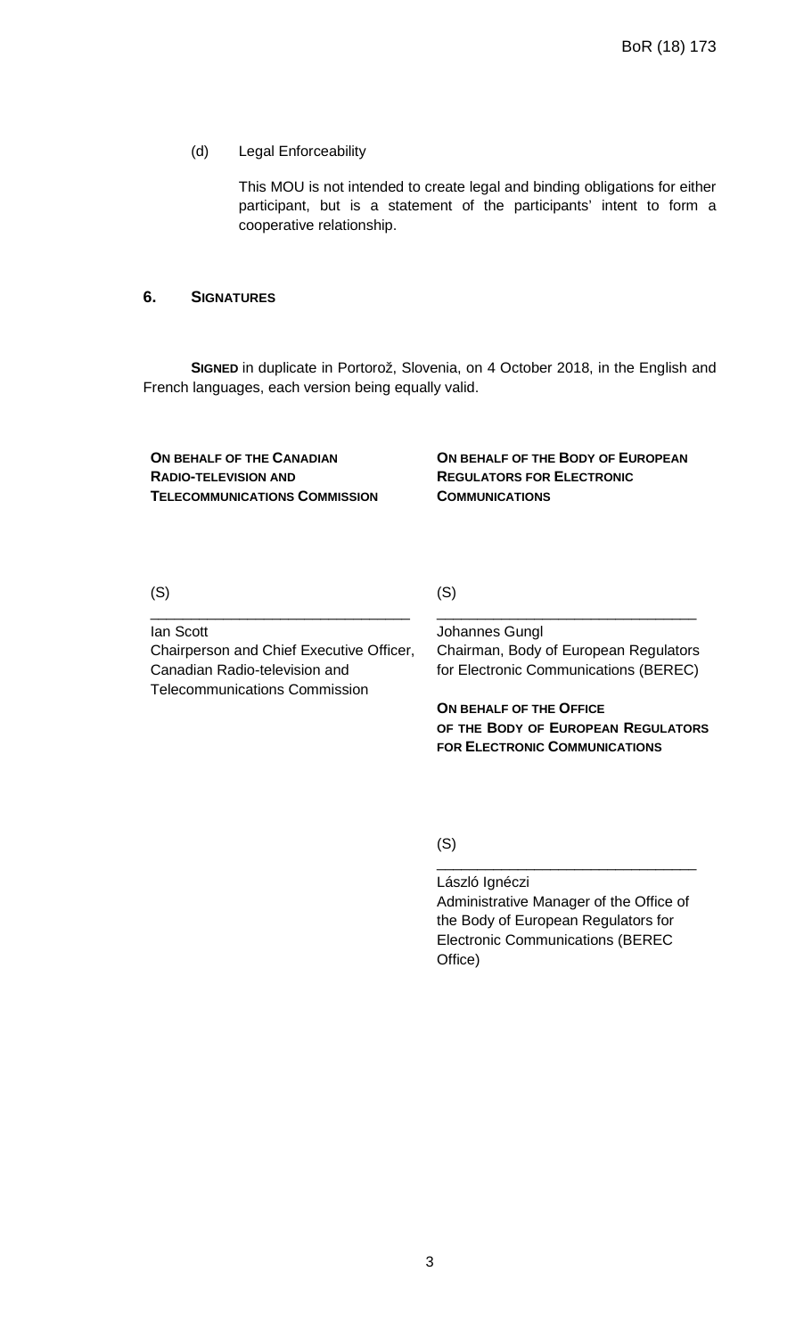(d) Legal Enforceability

This MOU is not intended to create legal and binding obligations for either participant, but is a statement of the participants' intent to form a cooperative relationship.

## 6. SIGNATURES

**SIGNED** in duplicate in Portorož, Slovenia, on 4 October 2018, in the English and French languages, each version being equally valid.

**ON BEHALF OF THE CANADIAN RADIO-TELEVISION AND TELECOMMUNICATIONS COMMISSION**

(S)

\_\_\_\_\_\_\_\_\_\_\_\_\_\_\_\_\_\_\_\_\_\_\_\_\_\_\_\_\_\_\_\_

Ian Scott
Chairperson and Chief Executive Officer, Canadian Radio-television and Telecommunications Commission

**ON BEHALF OF THE BODY OF EUROPEAN REGULATORS FOR ELECTRONIC COMMUNICATIONS**

(S)

\_\_\_\_\_\_\_\_\_\_\_\_\_\_\_\_\_\_\_\_\_\_\_\_\_\_\_\_\_\_\_\_

Johannes Gungl
Chairman, Body of European Regulators for Electronic Communications (BEREC)

**ON BEHALF OF THE OFFICE OF THE BODY OF EUROPEAN REGULATORS FOR ELECTRONIC COMMUNICATIONS**

(S)

\_\_\_\_\_\_\_\_\_\_\_\_\_\_\_\_\_\_\_\_\_\_\_\_\_\_\_\_\_\_\_\_

László Ignéczi
Administrative Manager of the Office of the Body of European Regulators for Electronic Communications (BEREC Office)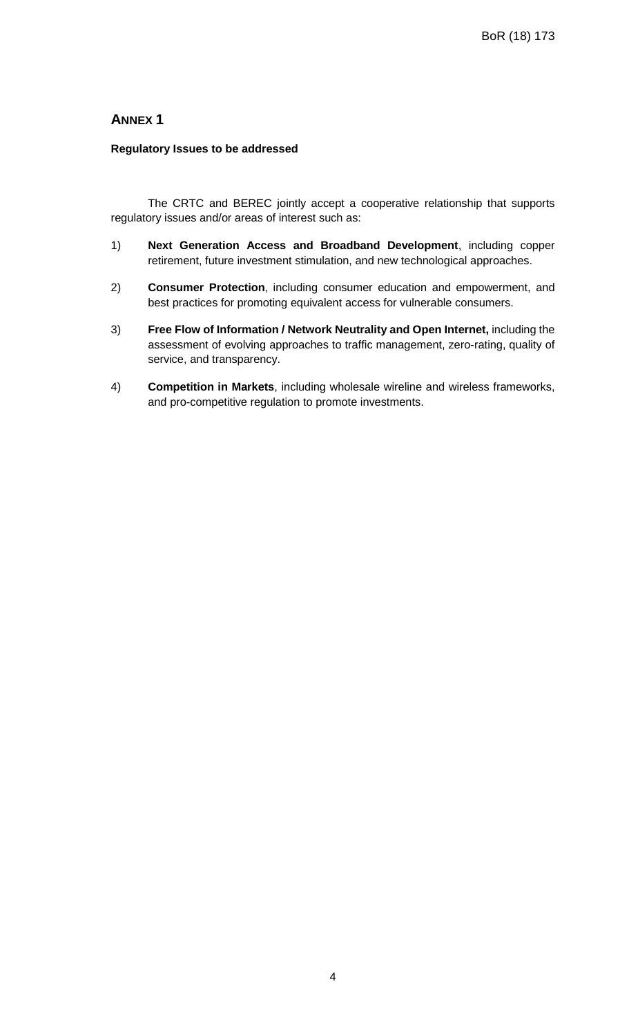## Annex 1

**Regulatory Issues to be addressed**

The CRTC and BEREC jointly accept a cooperative relationship that supports regulatory issues and/or areas of interest such as:

1) **Next Generation Access and Broadband Development**, including copper retirement, future investment stimulation, and new technological approaches.

2) **Consumer Protection**, including consumer education and empowerment, and best practices for promoting equivalent access for vulnerable consumers.

3) **Free Flow of Information / Network Neutrality and Open Internet,** including the assessment of evolving approaches to traffic management, zero-rating, quality of service, and transparency.

4) **Competition in Markets**, including wholesale wireline and wireless frameworks, and pro-competitive regulation to promote investments.